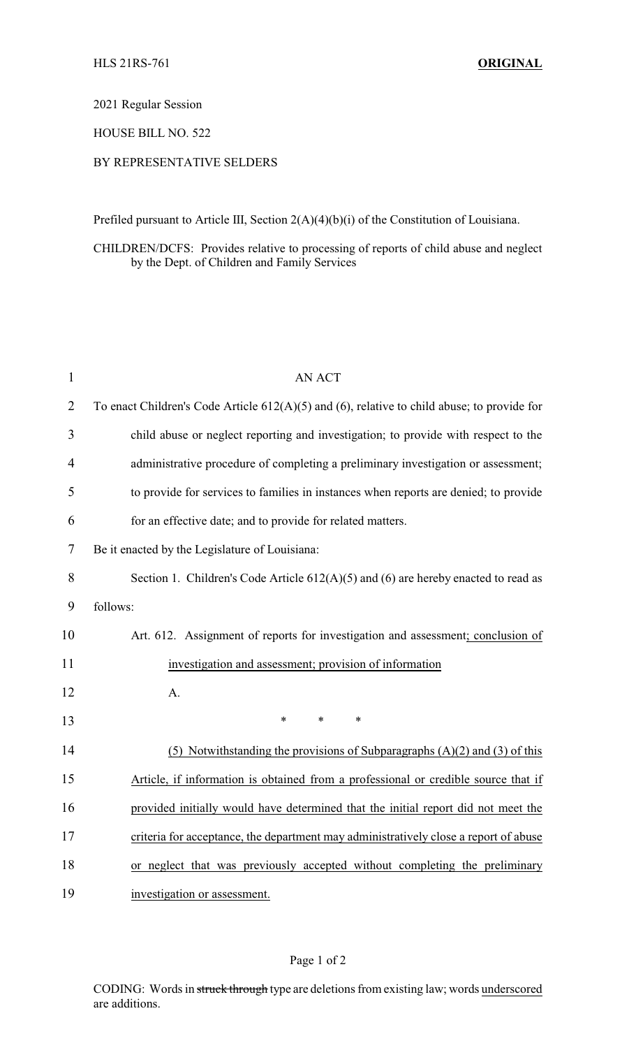HLS 21RS-761 **ORIGINAL**

2021 Regular Session

HOUSE BILL NO. 522

BY REPRESENTATIVE SELDERS

Prefiled pursuant to Article III, Section 2(A)(4)(b)(i) of the Constitution of Louisiana.

CHILDREN/DCFS: Provides relative to processing of reports of child abuse and neglect by the Dept. of Children and Family Services

AN ACT

To enact Children's Code Article 612(A)(5) and (6), relative to child abuse; to provide for child abuse or neglect reporting and investigation; to provide with respect to the administrative procedure of completing a preliminary investigation or assessment; to provide for services to families in instances when reports are denied; to provide for an effective date; and to provide for related matters.

Be it enacted by the Legislature of Louisiana:

Section 1. Children's Code Article 612(A)(5) and (6) are hereby enacted to read as follows:

Art. 612. Assignment of reports for investigation and assessment<u>; conclusion of investigation and assessment; provision of information</u>

A.

\* \* \*

<u>(5) Notwithstanding the provisions of Subparagraphs (A)(2) and (3) of this Article, if information is obtained from a professional or credible source that if provided initially would have determined that the initial report did not meet the criteria for acceptance, the department may administratively close a report of abuse or neglect that was previously accepted without completing the preliminary investigation or assessment.</u>

CODING: Words in ~~struck through~~ type are deletions from existing law; words <u>underscored</u> are additions.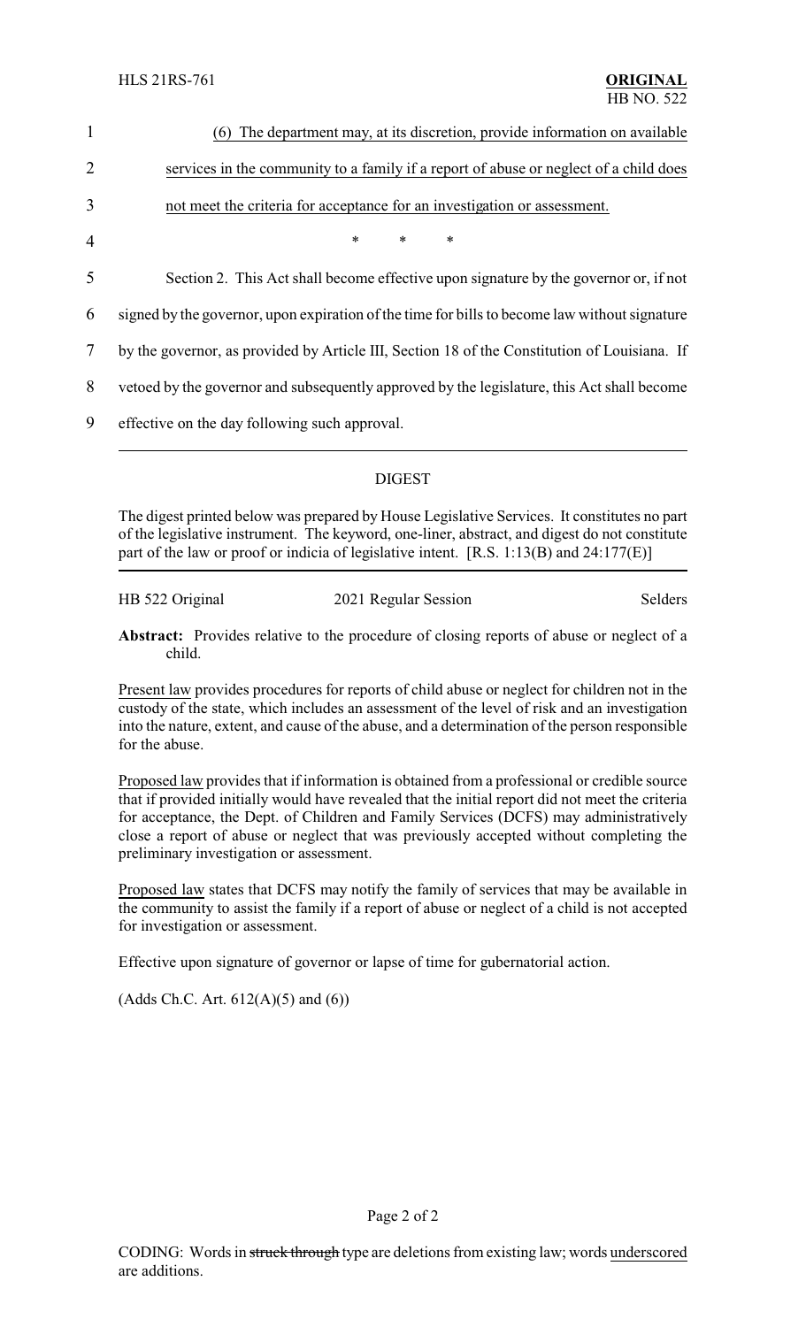(6) The department may, at its discretion, provide information on available services in the community to a family if a report of abuse or neglect of a child does not meet the criteria for acceptance for an investigation or assessment.

\* \* \*

Section 2. This Act shall become effective upon signature by the governor or, if not signed by the governor, upon expiration of the time for bills to become law without signature by the governor, as provided by Article III, Section 18 of the Constitution of Louisiana. If vetoed by the governor and subsequently approved by the legislature, this Act shall become effective on the day following such approval.

## DIGEST

The digest printed below was prepared by House Legislative Services. It constitutes no part of the legislative instrument. The keyword, one-liner, abstract, and digest do not constitute part of the law or proof or indicia of legislative intent. [R.S. 1:13(B) and 24:177(E)]

HB 522 Original — 2021 Regular Session — Selders

**Abstract:** Provides relative to the procedure of closing reports of abuse or neglect of a child.

Present law provides procedures for reports of child abuse or neglect for children not in the custody of the state, which includes an assessment of the level of risk and an investigation into the nature, extent, and cause of the abuse, and a determination of the person responsible for the abuse.

Proposed law provides that if information is obtained from a professional or credible source that if provided initially would have revealed that the initial report did not meet the criteria for acceptance, the Dept. of Children and Family Services (DCFS) may administratively close a report of abuse or neglect that was previously accepted without completing the preliminary investigation or assessment.

Proposed law states that DCFS may notify the family of services that may be available in the community to assist the family if a report of abuse or neglect of a child is not accepted for investigation or assessment.

Effective upon signature of governor or lapse of time for gubernatorial action.

(Adds Ch.C. Art. 612(A)(5) and (6))

CODING: Words in struck through type are deletions from existing law; words underscored are additions.